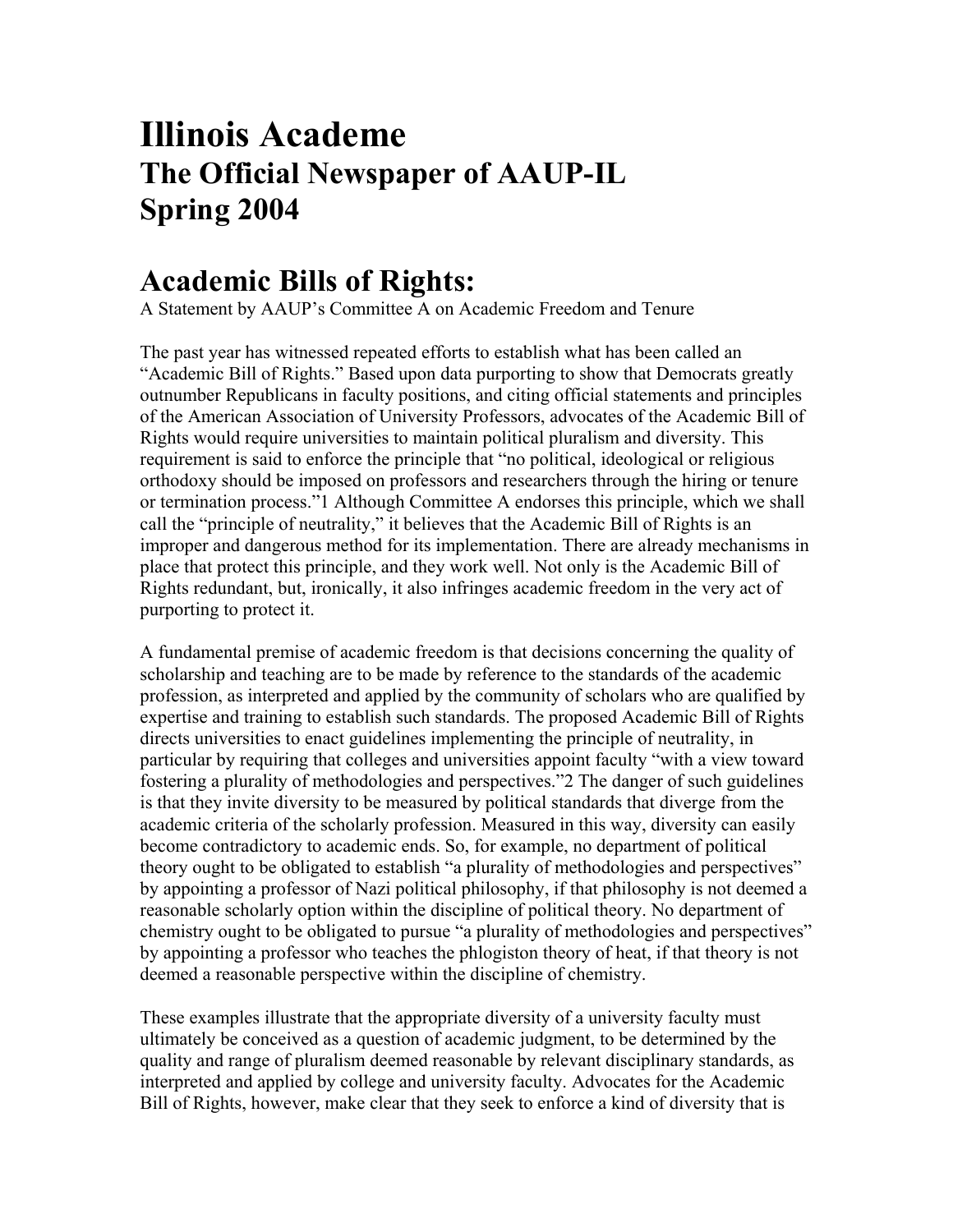# Illinois Academe
## The Official Newspaper of AAUP-IL
## Spring 2004

# Academic Bills of Rights:

A Statement by AAUP's Committee A on Academic Freedom and Tenure

The past year has witnessed repeated efforts to establish what has been called an "Academic Bill of Rights." Based upon data purporting to show that Democrats greatly outnumber Republicans in faculty positions, and citing official statements and principles of the American Association of University Professors, advocates of the Academic Bill of Rights would require universities to maintain political pluralism and diversity. This requirement is said to enforce the principle that "no political, ideological or religious orthodoxy should be imposed on professors and researchers through the hiring or tenure or termination process."[1] Although Committee A endorses this principle, which we shall call the "principle of neutrality," it believes that the Academic Bill of Rights is an improper and dangerous method for its implementation. There are already mechanisms in place that protect this principle, and they work well. Not only is the Academic Bill of Rights redundant, but, ironically, it also infringes academic freedom in the very act of purporting to protect it.

A fundamental premise of academic freedom is that decisions concerning the quality of scholarship and teaching are to be made by reference to the standards of the academic profession, as interpreted and applied by the community of scholars who are qualified by expertise and training to establish such standards. The proposed Academic Bill of Rights directs universities to enact guidelines implementing the principle of neutrality, in particular by requiring that colleges and universities appoint faculty "with a view toward fostering a plurality of methodologies and perspectives."[2] The danger of such guidelines is that they invite diversity to be measured by political standards that diverge from the academic criteria of the scholarly profession. Measured in this way, diversity can easily become contradictory to academic ends. So, for example, no department of political theory ought to be obligated to establish "a plurality of methodologies and perspectives" by appointing a professor of Nazi political philosophy, if that philosophy is not deemed a reasonable scholarly option within the discipline of political theory. No department of chemistry ought to be obligated to pursue "a plurality of methodologies and perspectives" by appointing a professor who teaches the phlogiston theory of heat, if that theory is not deemed a reasonable perspective within the discipline of chemistry.

These examples illustrate that the appropriate diversity of a university faculty must ultimately be conceived as a question of academic judgment, to be determined by the quality and range of pluralism deemed reasonable by relevant disciplinary standards, as interpreted and applied by college and university faculty. Advocates for the Academic Bill of Rights, however, make clear that they seek to enforce a kind of diversity that is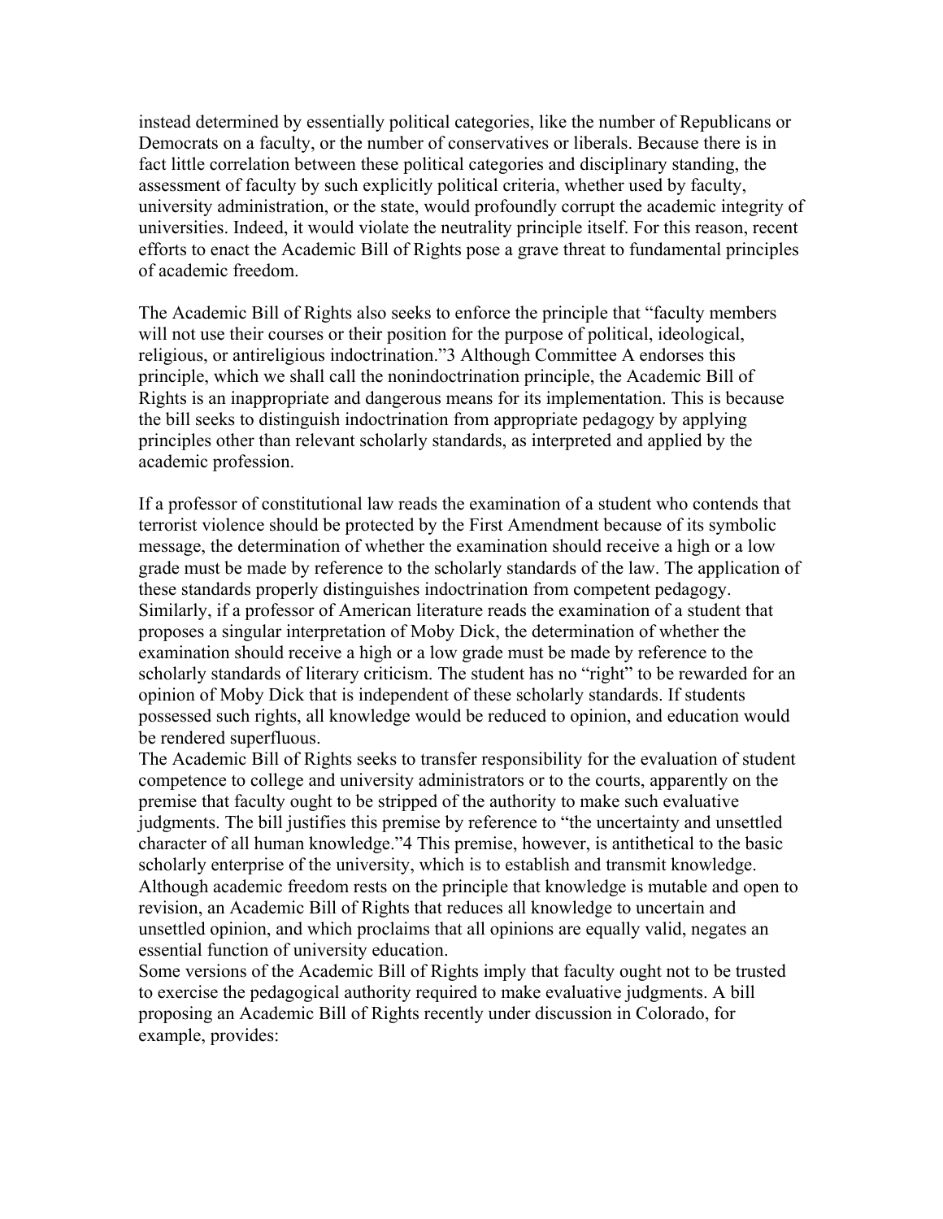instead determined by essentially political categories, like the number of Republicans or Democrats on a faculty, or the number of conservatives or liberals. Because there is in fact little correlation between these political categories and disciplinary standing, the assessment of faculty by such explicitly political criteria, whether used by faculty, university administration, or the state, would profoundly corrupt the academic integrity of universities. Indeed, it would violate the neutrality principle itself. For this reason, recent efforts to enact the Academic Bill of Rights pose a grave threat to fundamental principles of academic freedom.

The Academic Bill of Rights also seeks to enforce the principle that "faculty members will not use their courses or their position for the purpose of political, ideological, religious, or antireligious indoctrination."[3] Although Committee A endorses this principle, which we shall call the nonindoctrination principle, the Academic Bill of Rights is an inappropriate and dangerous means for its implementation. This is because the bill seeks to distinguish indoctrination from appropriate pedagogy by applying principles other than relevant scholarly standards, as interpreted and applied by the academic profession.

If a professor of constitutional law reads the examination of a student who contends that terrorist violence should be protected by the First Amendment because of its symbolic message, the determination of whether the examination should receive a high or a low grade must be made by reference to the scholarly standards of the law. The application of these standards properly distinguishes indoctrination from competent pedagogy. Similarly, if a professor of American literature reads the examination of a student that proposes a singular interpretation of Moby Dick, the determination of whether the examination should receive a high or a low grade must be made by reference to the scholarly standards of literary criticism. The student has no "right" to be rewarded for an opinion of Moby Dick that is independent of these scholarly standards. If students possessed such rights, all knowledge would be reduced to opinion, and education would be rendered superfluous.

The Academic Bill of Rights seeks to transfer responsibility for the evaluation of student competence to college and university administrators or to the courts, apparently on the premise that faculty ought to be stripped of the authority to make such evaluative judgments. The bill justifies this premise by reference to "the uncertainty and unsettled character of all human knowledge."[4] This premise, however, is antithetical to the basic scholarly enterprise of the university, which is to establish and transmit knowledge. Although academic freedom rests on the principle that knowledge is mutable and open to revision, an Academic Bill of Rights that reduces all knowledge to uncertain and unsettled opinion, and which proclaims that all opinions are equally valid, negates an essential function of university education.

Some versions of the Academic Bill of Rights imply that faculty ought not to be trusted to exercise the pedagogical authority required to make evaluative judgments. A bill proposing an Academic Bill of Rights recently under discussion in Colorado, for example, provides: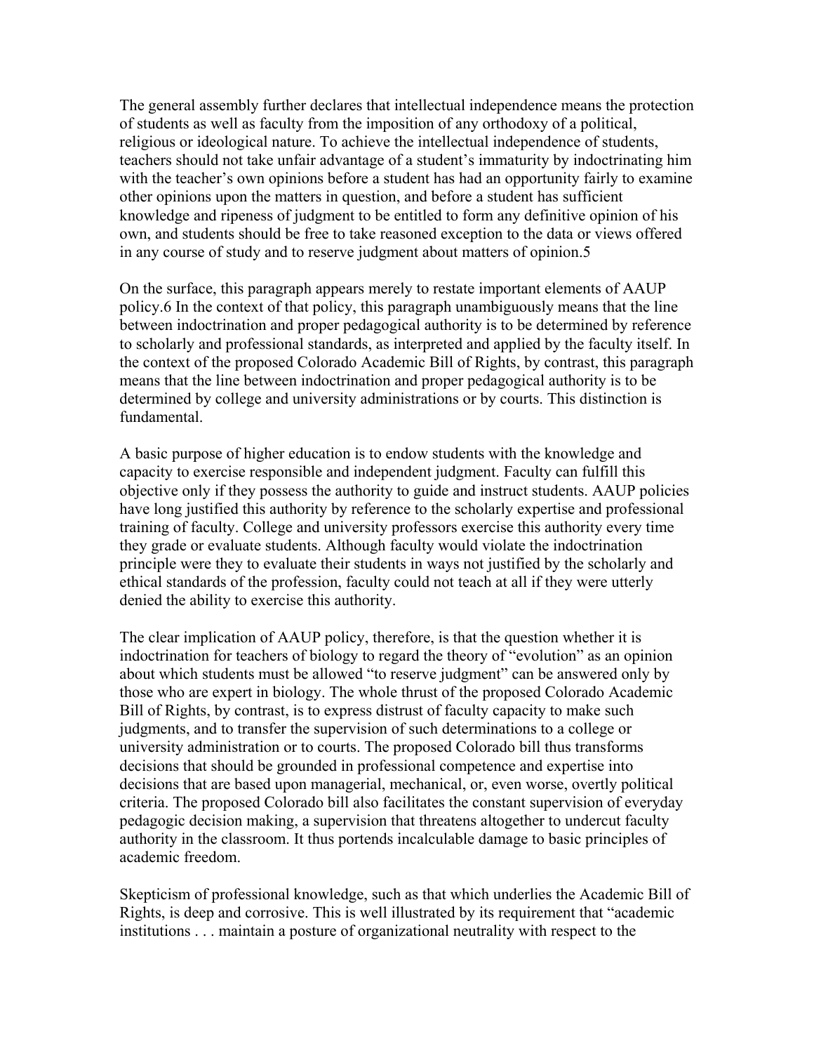The general assembly further declares that intellectual independence means the protection of students as well as faculty from the imposition of any orthodoxy of a political, religious or ideological nature. To achieve the intellectual independence of students, teachers should not take unfair advantage of a student's immaturity by indoctrinating him with the teacher's own opinions before a student has had an opportunity fairly to examine other opinions upon the matters in question, and before a student has sufficient knowledge and ripeness of judgment to be entitled to form any definitive opinion of his own, and students should be free to take reasoned exception to the data or views offered in any course of study and to reserve judgment about matters of opinion.[5]

On the surface, this paragraph appears merely to restate important elements of AAUP policy.[6] In the context of that policy, this paragraph unambiguously means that the line between indoctrination and proper pedagogical authority is to be determined by reference to scholarly and professional standards, as interpreted and applied by the faculty itself. In the context of the proposed Colorado Academic Bill of Rights, by contrast, this paragraph means that the line between indoctrination and proper pedagogical authority is to be determined by college and university administrations or by courts. This distinction is fundamental.

A basic purpose of higher education is to endow students with the knowledge and capacity to exercise responsible and independent judgment. Faculty can fulfill this objective only if they possess the authority to guide and instruct students. AAUP policies have long justified this authority by reference to the scholarly expertise and professional training of faculty. College and university professors exercise this authority every time they grade or evaluate students. Although faculty would violate the indoctrination principle were they to evaluate their students in ways not justified by the scholarly and ethical standards of the profession, faculty could not teach at all if they were utterly denied the ability to exercise this authority.

The clear implication of AAUP policy, therefore, is that the question whether it is indoctrination for teachers of biology to regard the theory of "evolution" as an opinion about which students must be allowed "to reserve judgment" can be answered only by those who are expert in biology. The whole thrust of the proposed Colorado Academic Bill of Rights, by contrast, is to express distrust of faculty capacity to make such judgments, and to transfer the supervision of such determinations to a college or university administration or to courts. The proposed Colorado bill thus transforms decisions that should be grounded in professional competence and expertise into decisions that are based upon managerial, mechanical, or, even worse, overtly political criteria. The proposed Colorado bill also facilitates the constant supervision of everyday pedagogic decision making, a supervision that threatens altogether to undercut faculty authority in the classroom. It thus portends incalculable damage to basic principles of academic freedom.

Skepticism of professional knowledge, such as that which underlies the Academic Bill of Rights, is deep and corrosive. This is well illustrated by its requirement that "academic institutions . . . maintain a posture of organizational neutrality with respect to the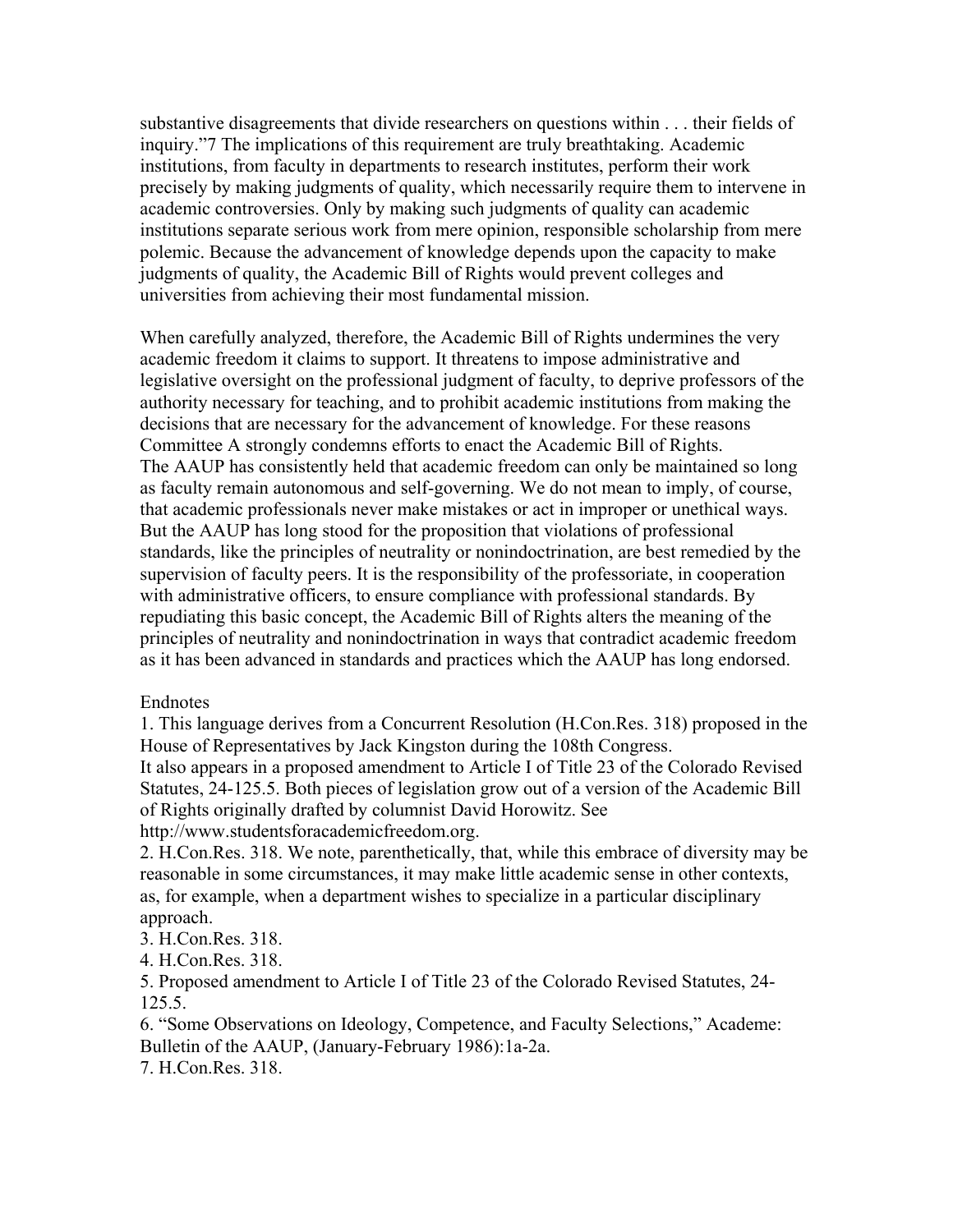substantive disagreements that divide researchers on questions within . . . their fields of inquiry."[7] The implications of this requirement are truly breathtaking. Academic institutions, from faculty in departments to research institutes, perform their work precisely by making judgments of quality, which necessarily require them to intervene in academic controversies. Only by making such judgments of quality can academic institutions separate serious work from mere opinion, responsible scholarship from mere polemic. Because the advancement of knowledge depends upon the capacity to make judgments of quality, the Academic Bill of Rights would prevent colleges and universities from achieving their most fundamental mission.

When carefully analyzed, therefore, the Academic Bill of Rights undermines the very academic freedom it claims to support. It threatens to impose administrative and legislative oversight on the professional judgment of faculty, to deprive professors of the authority necessary for teaching, and to prohibit academic institutions from making the decisions that are necessary for the advancement of knowledge. For these reasons Committee A strongly condemns efforts to enact the Academic Bill of Rights.

The AAUP has consistently held that academic freedom can only be maintained so long as faculty remain autonomous and self-governing. We do not mean to imply, of course, that academic professionals never make mistakes or act in improper or unethical ways. But the AAUP has long stood for the proposition that violations of professional standards, like the principles of neutrality or nonindoctrination, are best remedied by the supervision of faculty peers. It is the responsibility of the professoriate, in cooperation with administrative officers, to ensure compliance with professional standards. By repudiating this basic concept, the Academic Bill of Rights alters the meaning of the principles of neutrality and nonindoctrination in ways that contradict academic freedom as it has been advanced in standards and practices which the AAUP has long endorsed.

Endnotes

1. This language derives from a Concurrent Resolution (H.Con.Res. 318) proposed in the House of Representatives by Jack Kingston during the 108th Congress.
It also appears in a proposed amendment to Article I of Title 23 of the Colorado Revised Statutes, 24-125.5. Both pieces of legislation grow out of a version of the Academic Bill of Rights originally drafted by columnist David Horowitz. See http://www.studentsforacademicfreedom.org.
2. H.Con.Res. 318. We note, parenthetically, that, while this embrace of diversity may be reasonable in some circumstances, it may make little academic sense in other contexts, as, for example, when a department wishes to specialize in a particular disciplinary approach.
3. H.Con.Res. 318.
4. H.Con.Res. 318.
5. Proposed amendment to Article I of Title 23 of the Colorado Revised Statutes, 24-125.5.
6. "Some Observations on Ideology, Competence, and Faculty Selections," Academe: Bulletin of the AAUP, (January-February 1986):1a-2a.
7. H.Con.Res. 318.